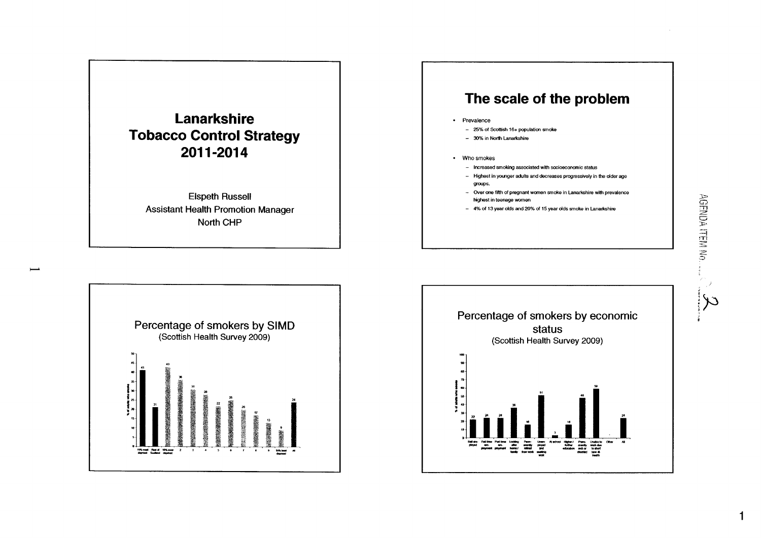# Lanarkshire Tobacco Control Strategy 2011-2014

Elspeth Russell
Assistant Health Promotion Manager
North CHP

## The scale of the problem

- Prevalence
  - 25% of Scottish 16+ population smoke
  - 30% in North Lanarkshire
- Who smokes
  - Increased smoking associated with socioeconomic status
  - Highest in younger adults and decreases progressively in the older age groups.
  - Over one fifth of pregnant women smoke in Lanarkshire with prevalence highest in teenage women
  - 4% of 13 year olds and 20% of 15 year olds smoke in Lanarkshire

## Percentage of smokers by SIMD
(Scottish Health Survey 2009)

| SIMD | % of adults who smoke |
|---|---|
| 15% most deprived | 41 |
| Rest of Scotland | 21 |
| 10% most deprived | 43 |
| 2 | 36 |
| 3 | 31 |
| 4 | 28 |
| 5 | 22 |
| 6 | 25 |
| 7 | 20 |
| 8 | 17 |
| 9 | 13 |
| 10% least deprived | 9 |
| All | 24 |

## Percentage of smokers by economic status
(Scottish Health Survey 2009)

| Economic status | % of adults who smoke |
|---|---|
| Self employed | 22 |
| Full time employment | 24 |
| Part time employment | 24 |
| Looking after home / family | 36 |
| Permanently retired from work | 16 |
| Unemployed and seeking work | 51 |
| At school | 3 |
| Higher / further education | 16 |
| Permanently sick or disabled | 48 |
| Unable to work due to short term ill-health | 59 |
| Other | |
| All | 24 |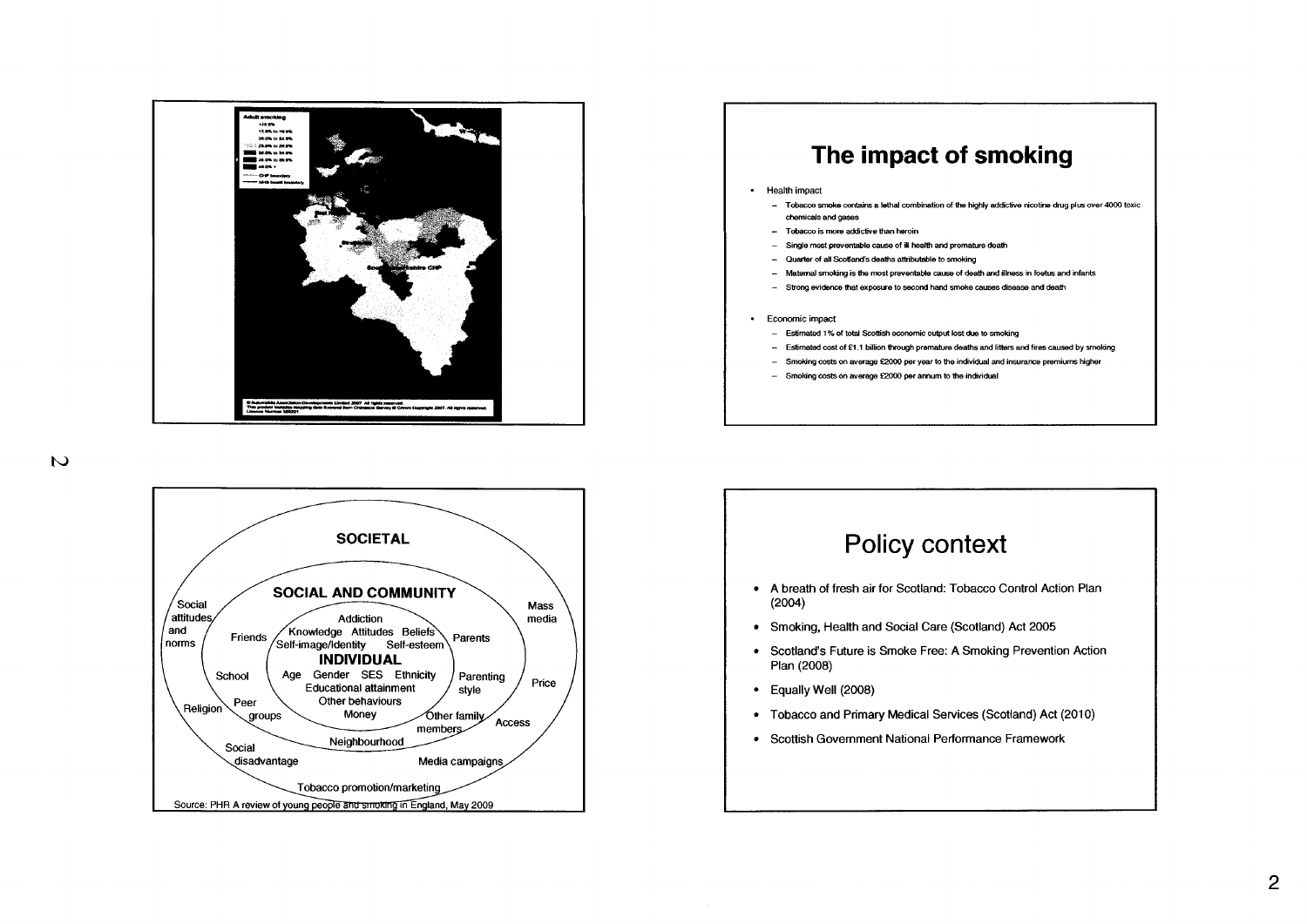**Adult smoking**

- <10.0%
- 15.0% to 19.9%
- 20.0% to 24.9%
- 25.0% to 29.9%
- 30.0% to 34.9%
- 35.0% to 39.9%
- 40.0% +
- CHP boundary
- NHS board boundary

© Automobile Association Developments Limited 2007. All rights reserved. This product includes mapping data licensed from Ordnance Survey © Crown Copyright 2007. All rights reserved. Licence Number 399221

# The impact of smoking

- Health impact
  - Tobacco smoke contains a lethal combination of the highly addictive nicotine drug plus over 4000 toxic chemicals and gases
  - Tobacco is more addictive than heroin
  - Single most preventable cause of ill health and premature death
  - Quarter of all Scotland's deaths attributable to smoking
  - Maternal smoking is the most preventable cause of death and illness in foetus and infants
  - Strong evidence that exposure to second hand smoke causes disease and death
- Economic impact
  - Estimated 1% of total Scottish economic output lost due to smoking
  - Estimated cost of £1.1 billion through premature deaths and litters and fires caused by smoking
  - Smoking costs on average £2000 per year to the individual and insurance premiums higher
  - Smoking costs on average £2000 per annum to the individual

**SOCIETAL**

Social attitudes and norms, Mass media, Religion, Price, Access, Social disadvantage, Media campaigns, Tobacco promotion/marketing

**SOCIAL AND COMMUNITY**

Friends, Parents, School, Parenting style, Peer groups, Other family members, Neighbourhood

**INDIVIDUAL**

Addiction, Knowledge, Attitudes, Beliefs, Self-image/Identity, Self-esteem, Age, Gender, SES, Ethnicity, Educational attainment, Other behaviours, Money

Source: PHR A review of young people and smoking in England, May 2009

# Policy context

- A breath of fresh air for Scotland: Tobacco Control Action Plan (2004)
- Smoking, Health and Social Care (Scotland) Act 2005
- Scotland's Future is Smoke Free: A Smoking Prevention Action Plan (2008)
- Equally Well (2008)
- Tobacco and Primary Medical Services (Scotland) Act (2010)
- Scottish Government National Performance Framework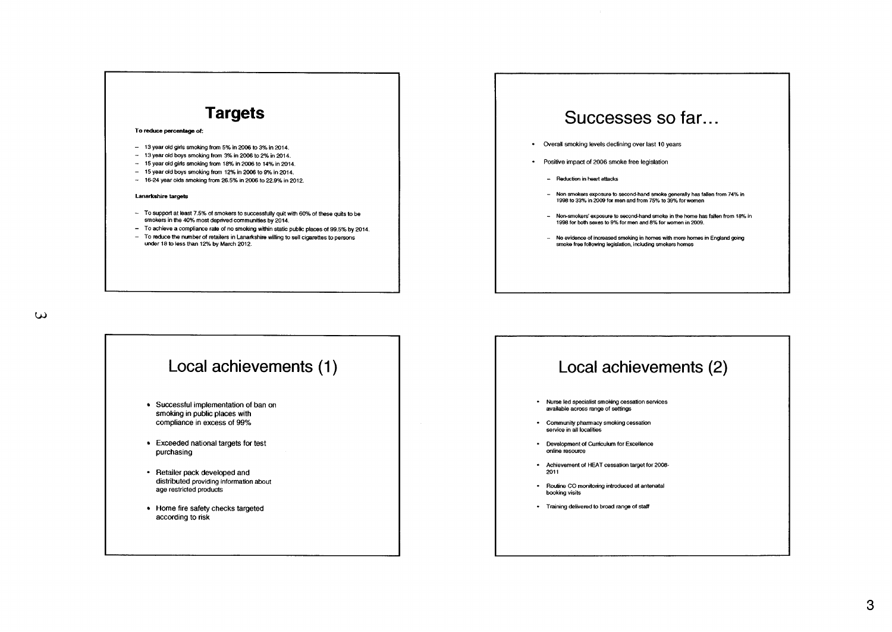## Targets

**To reduce percentage of:**

- 13 year old girls smoking from 5% in 2006 to 3% in 2014.
- 13 year old boys smoking from 3% in 2006 to 2% in 2014.
- 15 year old girls smoking from 18% in 2006 to 14% in 2014.
- 15 year old boys smoking from 12% in 2006 to 9% in 2014.
- 16-24 year olds smoking from 26.5% in 2006 to 22.9% in 2012.

**Lanarkshire targets**

- To support at least 7.5% of smokers to successfully quit with 60% of these quits to be smokers in the 40% most deprived communities by 2014.
- To achieve a compliance rate of no smoking within static public places of 99.5% by 2014.
- To reduce the number of retailers in Lanarkshire willing to sell cigarettes to persons under 18 to less than 12% by March 2012.

## Successes so far…

- Overall smoking levels declining over last 10 years
- Positive impact of 2006 smoke free legislation
  - Reduction in heart attacks
  - Non smokers exposure to second-hand smoke generally has fallen from 74% in 1998 to 33% in 2009 for men and from 75% to 39% for women
  - Non-smokers' exposure to second-hand smoke in the home has fallen from 18% in 1998 for both sexes to 9% for men and 8% for women in 2009.
  - No evidence of increased smoking in homes with more homes in England going smoke free following legislation, including smokers homes

## Local achievements (1)

- Successful implementation of ban on smoking in public places with compliance in excess of 99%
- Exceeded national targets for test purchasing
- Retailer pack developed and distributed providing information about age restricted products
- Home fire safety checks targeted according to risk

## Local achievements (2)

- Nurse led specialist smoking cessation services available across range of settings
- Community pharmacy smoking cessation service in all localities
- Development of Curriculum for Excellence online resource
- Achievement of HEAT cessation target for 2008-2011
- Routine CO monitoring introduced at antenatal booking visits
- Training delivered to broad range of staff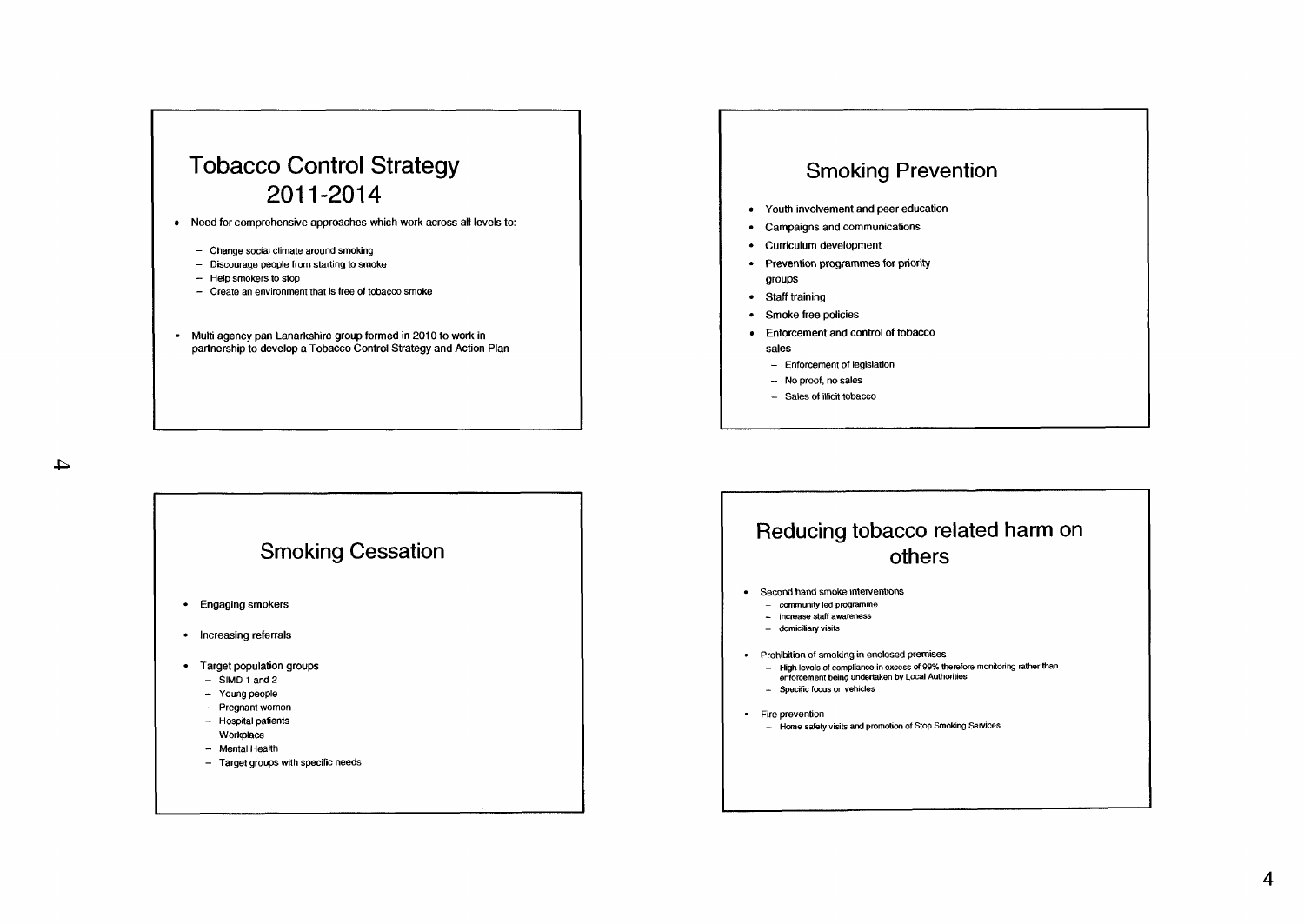## Tobacco Control Strategy 2011-2014

- Need for comprehensive approaches which work across all levels to:
  - Change social climate around smoking
  - Discourage people from starting to smoke
  - Help smokers to stop
  - Create an environment that is free of tobacco smoke
- Multi agency pan Lanarkshire group formed in 2010 to work in partnership to develop a Tobacco Control Strategy and Action Plan

## Smoking Prevention

- Youth involvement and peer education
- Campaigns and communications
- Curriculum development
- Prevention programmes for priority groups
- Staff training
- Smoke free policies
- Enforcement and control of tobacco sales
  - Enforcement of legislation
  - No proof, no sales
  - Sales of illicit tobacco

## Smoking Cessation

- Engaging smokers
- Increasing referrals
- Target population groups
  - SIMD 1 and 2
  - Young people
  - Pregnant women
  - Hospital patients
  - Workplace
  - Mental Health
  - Target groups with specific needs

## Reducing tobacco related harm on others

- Second hand smoke interventions
  - community led programme
  - increase staff awareness
  - domiciliary visits
- Prohibition of smoking in enclosed premises
  - High levels of compliance in excess of 99% therefore monitoring rather than enforcement being undertaken by Local Authorities
  - Specific focus on vehicles
- Fire prevention
  - Home safety visits and promotion of Stop Smoking Services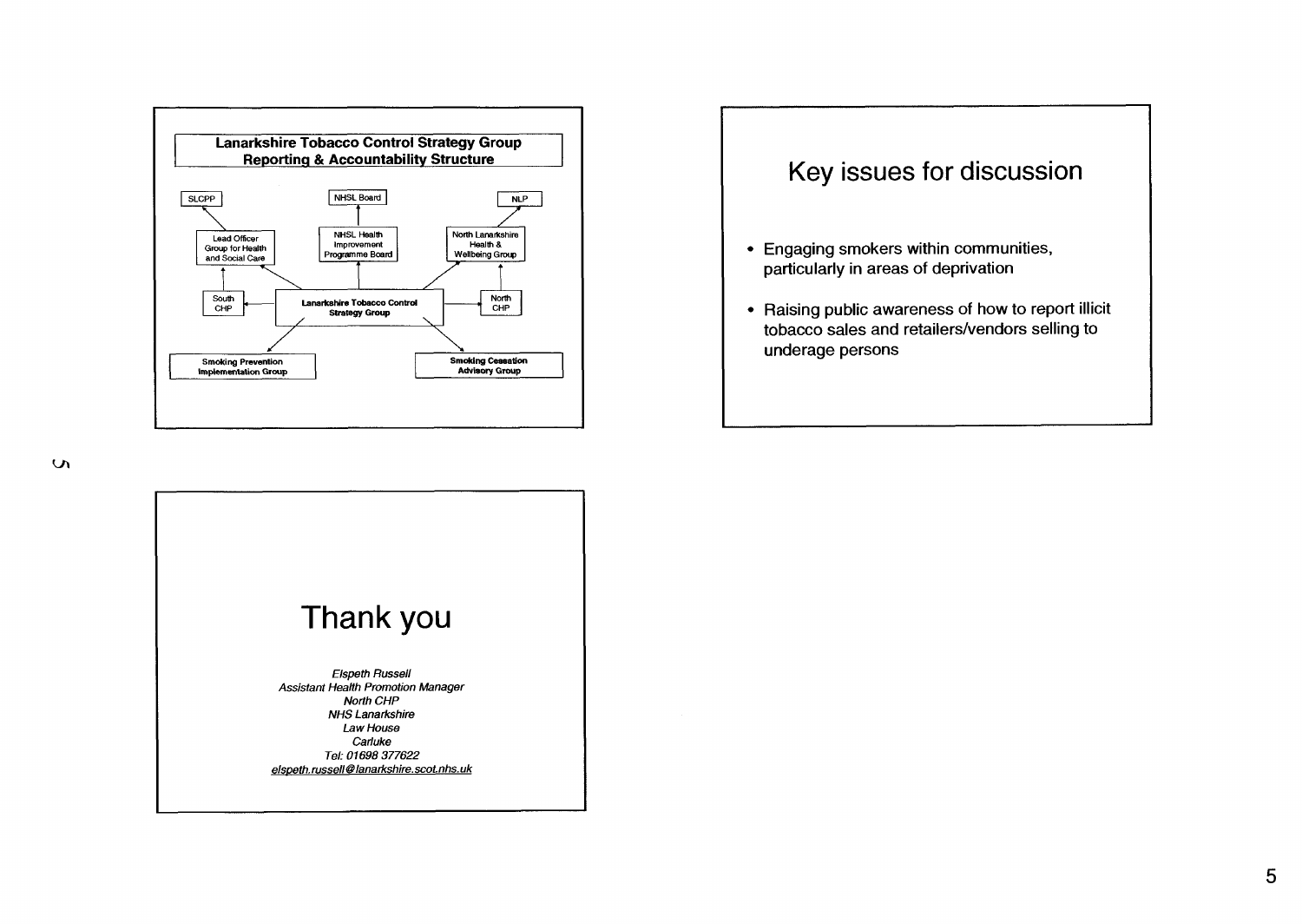## Lanarkshire Tobacco Control Strategy Group
## Reporting & Accountability Structure

SLCPP

NHSL Board

NLP

Lead Officer Group for Health and Social Care

NHSL Health Improvement Programme Board

North Lanarkshire Health & Wellbeing Group

South CHP

Lanarkshire Tobacco Control Strategy Group

North CHP

Smoking Prevention Implementation Group

Smoking Cessation Advisory Group

# Key issues for discussion

- Engaging smokers within communities, particularly in areas of deprivation
- Raising public awareness of how to report illicit tobacco sales and retailers/vendors selling to underage persons

# Thank you

*Elspeth Russell*
*Assistant Health Promotion Manager*
*North CHP*
*NHS Lanarkshire*
*Law House*
*Carluke*
*Tel: 01698 377622*
*elspeth.russell@lanarkshire.scot.nhs.uk*